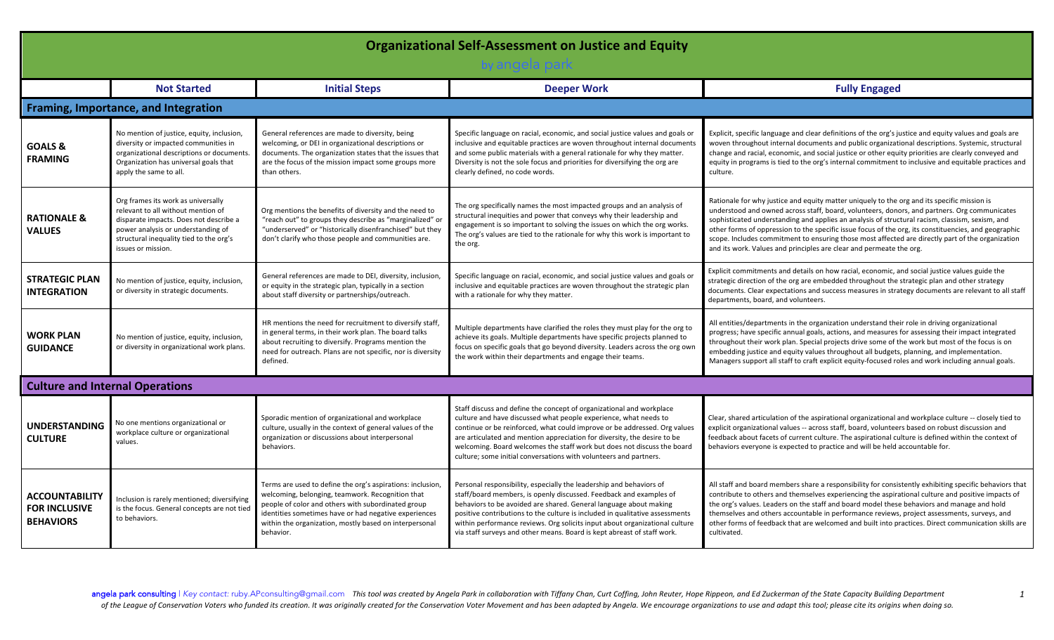# Organizational Self-Assessment on Justice and Equity

by angela park

| | Not Started | Initial Steps | Deeper Work | Fully Engaged |
|---|---|---|---|---|
| **Framing, Importance, and Integration** | | | | |
| **GOALS & FRAMING** | No mention of justice, equity, inclusion, diversity or impacted communities in organizational descriptions or documents. Organization has universal goals that apply the same to all. | General references are made to diversity, being welcoming, or DEI in organizational descriptions or documents. The organization states that the issues that are the focus of the mission impact some groups more than others. | Specific language on racial, economic, and social justice values and goals or inclusive and equitable practices are woven throughout internal documents and some public materials with a general rationale for why they matter. Diversity is not the sole focus and priorities for diversifying the org are clearly defined, no code words. | Explicit, specific language and clear definitions of the org's justice and equity values and goals are woven throughout internal documents and public organizational descriptions. Systemic, structural change and racial, economic, and social justice or other equity priorities are clearly conveyed and equity in programs is tied to the org's internal commitment to inclusive and equitable practices and culture. |
| **RATIONALE & VALUES** | Org frames its work as universally relevant to all without mention of disparate impacts. Does not describe a power analysis or understanding of structural inequality tied to the org's issues or mission. | Org mentions the benefits of diversity and the need to "reach out" to groups they describe as "marginalized" or "underserved" or "historically disenfranchised" but they don't clarify who those people and communities are. | The org specifically names the most impacted groups and an analysis of structural inequities and power that conveys why their leadership and engagement is so important to solving the issues on which the org works. The org's values are tied to the rationale for why this work is important to the org. | Rationale for why justice and equity matter uniquely to the org and its specific mission is understood and owned across staff, board, volunteers, donors, and partners. Org communicates sophisticated understanding and applies an analysis of structural racism, classism, sexism, and other forms of oppression to the specific issue focus of the org, its constituencies, and geographic scope. Includes commitment to ensuring those most affected are directly part of the organization and its work. Values and principles are clear and permeate the org. |
| **STRATEGIC PLAN INTEGRATION** | No mention of justice, equity, inclusion, or diversity in strategic documents. | General references are made to DEI, diversity, inclusion, or equity in the strategic plan, typically in a section about staff diversity or partnerships/outreach. | Specific language on racial, economic, and social justice values and goals or inclusive and equitable practices are woven throughout the strategic plan with a rationale for why they matter. | Explicit commitments and details on how racial, economic, and social justice values guide the strategic direction of the org are embedded throughout the strategic plan and other strategy documents. Clear expectations and success measures in strategy documents are relevant to all staff departments, board, and volunteers. |
| **WORK PLAN GUIDANCE** | No mention of justice, equity, inclusion, or diversity in organizational work plans. | HR mentions the need for recruitment to diversify staff, in general terms, in their work plan. The board talks about recruiting to diversify. Programs mention the need for outreach. Plans are not specific, nor is diversity defined. | Multiple departments have clarified the roles they must play for the org to achieve its goals. Multiple departments have specific projects planned to focus on specific goals that go beyond diversity. Leaders across the org own the work within their departments and engage their teams. | All entities/departments in the organization understand their role in driving organizational progress; have specific annual goals, actions, and measures for assessing their impact integrated throughout their work plan. Special projects drive some of the work but most of the focus is on embedding justice and equity values throughout all budgets, planning, and implementation. Managers support all staff to craft explicit equity-focused roles and work including annual goals. |
| **Culture and Internal Operations** | | | | |
| **UNDERSTANDING CULTURE** | No one mentions organizational or workplace culture or organizational values. | Sporadic mention of organizational and workplace culture, usually in the context of general values of the organization or discussions about interpersonal behaviors. | Staff discuss and define the concept of organizational and workplace culture and have discussed what people experience, what needs to continue or be reinforced, what could improve or be addressed. Org values are articulated and mention appreciation for diversity, the desire to be welcoming. Board welcomes the staff work but does not discuss the board culture; some initial conversations with volunteers and partners. | Clear, shared articulation of the aspirational organizational and workplace culture -- closely tied to explicit organizational values -- across staff, board, volunteers based on robust discussion and feedback about facets of current culture. The aspirational culture is defined within the context of behaviors everyone is expected to practice and will be held accountable for. |
| **ACCOUNTABILITY FOR INCLUSIVE BEHAVIORS** | Inclusion is rarely mentioned; diversifying is the focus. General concepts are not tied to behaviors. | Terms are used to define the org's aspirations: inclusion, welcoming, belonging, teamwork. Recognition that people of color and others with subordinated group identities sometimes have or had negative experiences within the organization, mostly based on interpersonal behavior. | Personal responsibility, especially the leadership and behaviors of staff/board members, is openly discussed. Feedback and examples of behaviors to be avoided are shared. General language about making positive contributions to the culture is included in qualitative assessments within performance reviews. Org solicits input about organizational culture via staff surveys and other means. Board is kept abreast of staff work. | All staff and board members share a responsibility for consistently exhibiting specific behaviors that contribute to others and themselves experiencing the aspirational culture and positive impacts of the org's values. Leaders on the staff and board model these behaviors and manage and hold themselves and others accountable in performance reviews, project assessments, surveys, and other forms of feedback that are welcomed and built into practices. Direct communication skills are cultivated. |

**angela park consulting** | *Key contact: ruby.APconsulting@gmail.com* *This tool was created by Angela Park in collaboration with Tiffany Chan, Curt Coffing, John Reuter, Hope Rippeon, and Ed Zuckerman of the State Capacity Building Department of the League of Conservation Voters who funded its creation. It was originally created for the Conservation Voter Movement and has been adapted by Angela. We encourage organizations to use and adapt this tool; please cite its origins when doing so.*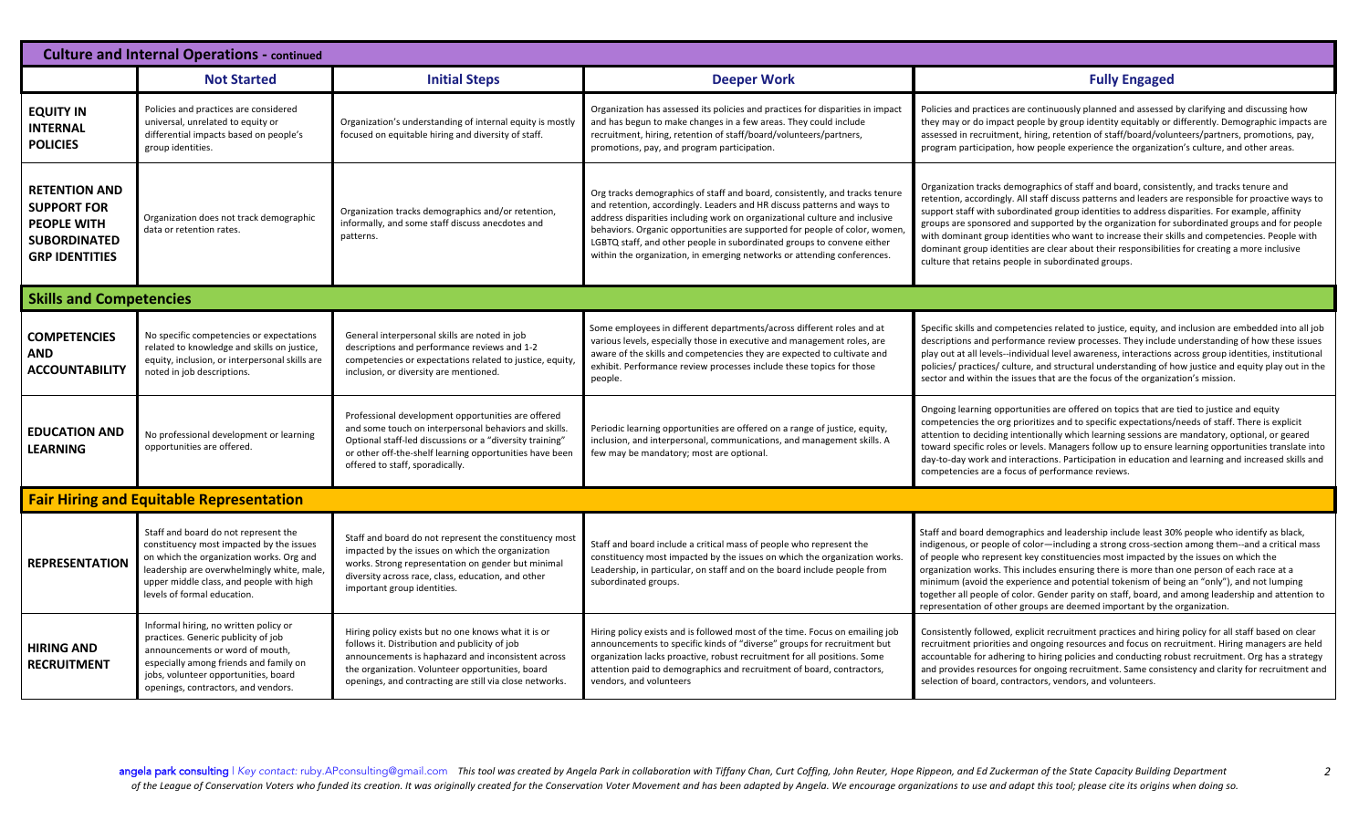| Culture and Internal Operations - continued | | | | |
|---|---|---|---|---|
| | **Not Started** | **Initial Steps** | **Deeper Work** | **Fully Engaged** |
| **EQUITY IN INTERNAL POLICIES** | Policies and practices are considered universal, unrelated to equity or differential impacts based on people's group identities. | Organization's understanding of internal equity is mostly focused on equitable hiring and diversity of staff. | Organization has assessed its policies and practices for disparities in impact and has begun to make changes in a few areas. They could include recruitment, hiring, retention of staff/board/volunteers/partners, promotions, pay, and program participation. | Policies and practices are continuously planned and assessed by clarifying and discussing how they may or do impact people by group identity equitably or differently. Demographic impacts are assessed in recruitment, hiring, retention of staff/board/volunteers/partners, promotions, pay, program participation, how people experience the organization's culture, and other areas. |
| **RETENTION AND SUPPORT FOR PEOPLE WITH SUBORDINATED GRP IDENTITIES** | Organization does not track demographic data or retention rates. | Organization tracks demographics and/or retention, informally, and some staff discuss anecdotes and patterns. | Org tracks demographics of staff and board, consistently, and tracks tenure and retention, accordingly. Leaders and HR discuss patterns and ways to address disparities including work on organizational culture and inclusive behaviors. Organic opportunities are supported for people of color, women, LGBTQ staff, and other people in subordinated groups to convene either within the organization, in emerging networks or attending conferences. | Organization tracks demographics of staff and board, consistently, and tracks tenure and retention, accordingly. All staff discuss patterns and leaders are responsible for proactive ways to support staff with subordinated group identities to address disparities. For example, affinity groups are sponsored and supported by the organization for subordinated groups and for people with dominant group identities who want to increase their skills and competencies. People with dominant group identities are clear about their responsibilities for creating a more inclusive culture that retains people in subordinated groups. |
| **Skills and Competencies** | | | | |
| **COMPETENCIES AND ACCOUNTABILITY** | No specific competencies or expectations related to knowledge and skills on justice, equity, inclusion, or interpersonal skills are noted in job descriptions. | General interpersonal skills are noted in job descriptions and performance reviews and 1-2 competencies or expectations related to justice, equity, inclusion, or diversity are mentioned. | Some employees in different departments/across different roles and at various levels, especially those in executive and management roles, are aware of the skills and competencies they are expected to cultivate and exhibit. Performance review processes include these topics for those people. | Specific skills and competencies related to justice, equity, and inclusion are embedded into all job descriptions and performance review processes. They include understanding of how these issues play out at all levels--individual level awareness, interactions across group identities, institutional policies/ practices/ culture, and structural understanding of how justice and equity play out in the sector and within the issues that are the focus of the organization's mission. |
| **EDUCATION AND LEARNING** | No professional development or learning opportunities are offered. | Professional development opportunities are offered and some touch on interpersonal behaviors and skills. Optional staff-led discussions or a "diversity training" or other off-the-shelf learning opportunities have been offered to staff, sporadically. | Periodic learning opportunities are offered on a range of justice, equity, inclusion, and interpersonal, communications, and management skills. A few may be mandatory; most are optional. | Ongoing learning opportunities are offered on topics that are tied to justice and equity competencies the org prioritizes and to specific expectations/needs of staff. There is explicit attention to deciding intentionally which learning sessions are mandatory, optional, or geared toward specific roles or levels. Managers follow up to ensure learning opportunities translate into day-to-day work and interactions. Participation in education and learning and increased skills and competencies are a focus of performance reviews. |
| **Fair Hiring and Equitable Representation** | | | | |
| **REPRESENTATION** | Staff and board do not represent the constituency most impacted by the issues on which the organization works. Org and leadership are overwhelmingly white, male, upper middle class, and people with high levels of formal education. | Staff and board do not represent the constituency most impacted by the issues on which the organization works. Strong representation on gender but minimal diversity across race, class, education, and other important group identities. | Staff and board include a critical mass of people who represent the constituency most impacted by the issues on which the organization works. Leadership, in particular, on staff and on the board include people from subordinated groups. | Staff and board demographics and leadership include least 30% people who identify as black, indigenous, or people of color—including a strong cross-section among them--and a critical mass of people who represent key constituencies most impacted by the issues on which the organization works. This includes ensuring there is more than one person of each race at a minimum (avoid the experience and potential tokenism of being an "only"), and not lumping together all people of color. Gender parity on staff, board, and among leadership and attention to representation of other groups are deemed important by the organization. |
| **HIRING AND RECRUITMENT** | Informal hiring, no written policy or practices. Generic publicity of job announcements or word of mouth, especially among friends and family on jobs, volunteer opportunities, board openings, contractors, and vendors. | Hiring policy exists but no one knows what it is or follows it. Distribution and publicity of job announcements is haphazard and inconsistent across the organization. Volunteer opportunities, board openings, and contracting are still via close networks. | Hiring policy exists and is followed most of the time. Focus on emailing job announcements to specific kinds of "diverse" groups for recruitment but organization lacks proactive, robust recruitment for all positions. Some attention paid to demographics and recruitment of board, contractors, vendors, and volunteers | Consistently followed, explicit recruitment practices and hiring policy for all staff based on clear recruitment priorities and ongoing resources and focus on recruitment. Hiring managers are held accountable for adhering to hiring policies and conducting robust recruitment. Org has a strategy and provides resources for ongoing recruitment. Same consistency and clarity for recruitment and selection of board, contractors, vendors, and volunteers. |

**angela park consulting** | *Key contact:* ruby.APconsulting@gmail.com *This tool was created by Angela Park in collaboration with Tiffany Chan, Curt Coffing, John Reuter, Hope Rippeon, and Ed Zuckerman of the State Capacity Building Department of the League of Conservation Voters who funded its creation. It was originally created for the Conservation Voter Movement and has been adapted by Angela. We encourage organizations to use and adapt this tool; please cite its origins when doing so.*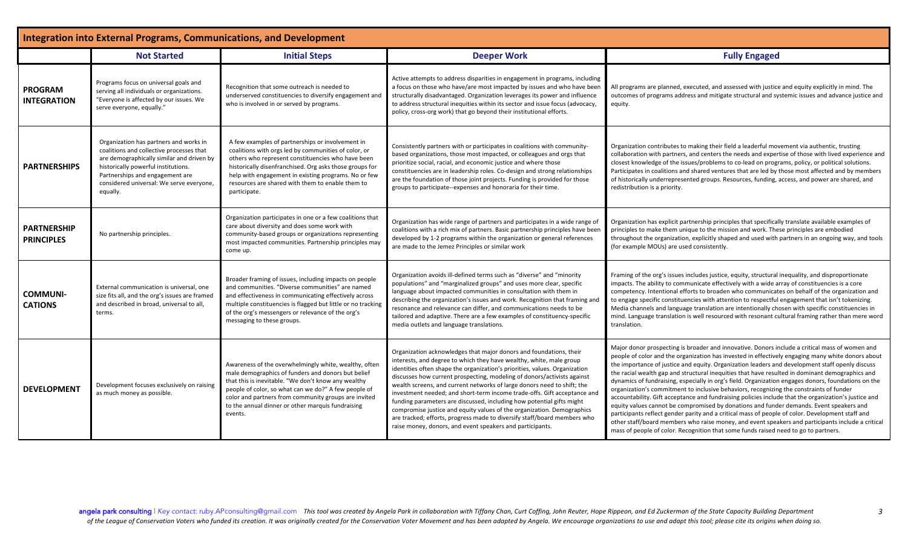## Integration into External Programs, Communications, and Development

| | Not Started | Initial Steps | Deeper Work | Fully Engaged |
|---|---|---|---|---|
| **PROGRAM INTEGRATION** | Programs focus on universal goals and serving all individuals or organizations. "Everyone is affected by our issues. We serve everyone, equally." | Recognition that some outreach is needed to underserved constituencies to diversify engagement and who is involved in or served by programs. | Active attempts to address disparities in engagement in programs, including a focus on those who have/are most impacted by issues and who have been structurally disadvantaged. Organization leverages its power and influence to address structural inequities within its sector and issue focus (advocacy, policy, cross-org work) that go beyond their institutional efforts. | All programs are planned, executed, and assessed with justice and equity explicitly in mind. The outcomes of programs address and mitigate structural and systemic issues and advance justice and equity. |
| **PARTNERSHIPS** | Organization has partners and works in coalitions and collective processes that are demographically similar and driven by historically powerful institutions. Partnerships and engagement are considered universal: We serve everyone, equally. | A few examples of partnerships or involvement in coalitions with orgs led by communities of color, or others who represent constituencies who have been historically disenfranchised. Org asks those groups for help with engagement in existing programs. No or few resources are shared with them to enable them to participate. | Consistently partners with or participates in coalitions with community-based organizations, those most impacted, or colleagues and orgs that prioritize social, racial, and economic justice and where those constituencies are in leadership roles. Co-design and strong relationships are the foundation of those joint projects. Funding is provided for those groups to participate--expenses and honoraria for their time. | Organization contributes to making their field a leaderful movement via authentic, trusting collaboration with partners, and centers the needs and expertise of those with lived experience and closest knowledge of the issues/problems to co-lead on programs, policy, or political solutions. Participates in coalitions and shared ventures that are led by those most affected and by members of historically underrepresented groups. Resources, funding, access, and power are shared, and redistribution is a priority. |
| **PARTNERSHIP PRINCIPLES** | No partnership principles. | Organization participates in one or a few coalitions that care about diversity and does some work with community-based groups or organizations representing most impacted communities. Partnership principles may come up. | Organization has wide range of partners and participates in a wide range of coalitions with a rich mix of partners. Basic partnership principles have been developed by 1-2 programs within the organization or general references are made to the Jemez Principles or similar work | Organization has explicit partnership principles that specifically translate available examples of principles to make them unique to the mission and work. These principles are embodied throughout the organization, explicitly shaped and used with partners in an ongoing way, and tools (for example MOUs) are used consistently. |
| **COMMUNI-CATIONS** | External communication is universal, one size fits all, and the org's issues are framed and described in broad, universal to all, terms. | Broader framing of issues, including impacts on people and communities. "Diverse communities" are named and effectiveness in communicating effectively across multiple constituencies is flagged but little or no tracking of the org's messengers or relevance of the org's messaging to these groups. | Organization avoids ill-defined terms such as "diverse" and "minority populations" and "marginalized groups" and uses more clear, specific language about impacted communities in consultation with them in describing the organization's issues and work. Recognition that framing and resonance and relevance can differ, and communications needs to be tailored and adaptive. There are a few examples of constituency-specific media outlets and language translations. | Framing of the org's issues includes justice, equity, structural inequality, and disproportionate impacts. The ability to communicate effectively with a wide array of constituencies is a core competency. Intentional efforts to broaden who communicates on behalf of the organization and to engage specific constituencies with attention to respectful engagement that isn't tokenizing. Media channels and language translation are intentionally chosen with specific constituencies in mind. Language translation is well resourced with resonant cultural framing rather than mere word translation. |
| **DEVELOPMENT** | Development focuses exclusively on raising as much money as possible. | Awareness of the overwhelmingly white, wealthy, often male demographics of funders and donors but belief that this is inevitable. "We don't know any wealthy people of color, so what can we do?" A few people of color and partners from community groups are invited to the annual dinner or other marquis fundraising events. | Organization acknowledges that major donors and foundations, their interests, and degree to which they have wealthy, white, male group identities often shape the organization's priorities, values. Organization discusses how current prospecting, modeling of donors/activists against wealth screens, and current networks of large donors need to shift; the investment needed; and short-term income trade-offs. Gift acceptance and funding parameters are discussed, including how potential gifts might compromise justice and equity values of the organization. Demographics are tracked; efforts, progress made to diversify staff/board members who raise money, donors, and event speakers and participants. | Major donor prospecting is broader and innovative. Donors include a critical mass of women and people of color and the organization has invested in effectively engaging many white donors about the importance of justice and equity. Organization leaders and development staff openly discuss the racial wealth gap and structural inequities that have resulted in dominant demographics and dynamics of fundraising, especially in org's field. Organization engages donors, foundations on the organization's commitment to inclusive behaviors, recognizing the constraints of funder accountability. Gift acceptance and fundraising policies include that the organization's justice and equity values cannot be compromised by donations and funder demands. Event speakers and participants reflect gender parity and a critical mass of people of color. Development staff and other staff/board members who raise money, and event speakers and participants include a critical mass of people of color. Recognition that some funds raised need to go to partners. |

**angela park consulting** | *Key contact:* ruby.APconsulting@gmail.com *This tool was created by Angela Park in collaboration with Tiffany Chan, Curt Coffing, John Reuter, Hope Rippeon, and Ed Zuckerman of the State Capacity Building Department of the League of Conservation Voters who funded its creation. It was originally created for the Conservation Voter Movement and has been adapted by Angela. We encourage organizations to use and adapt this tool; please cite its origins when doing so.*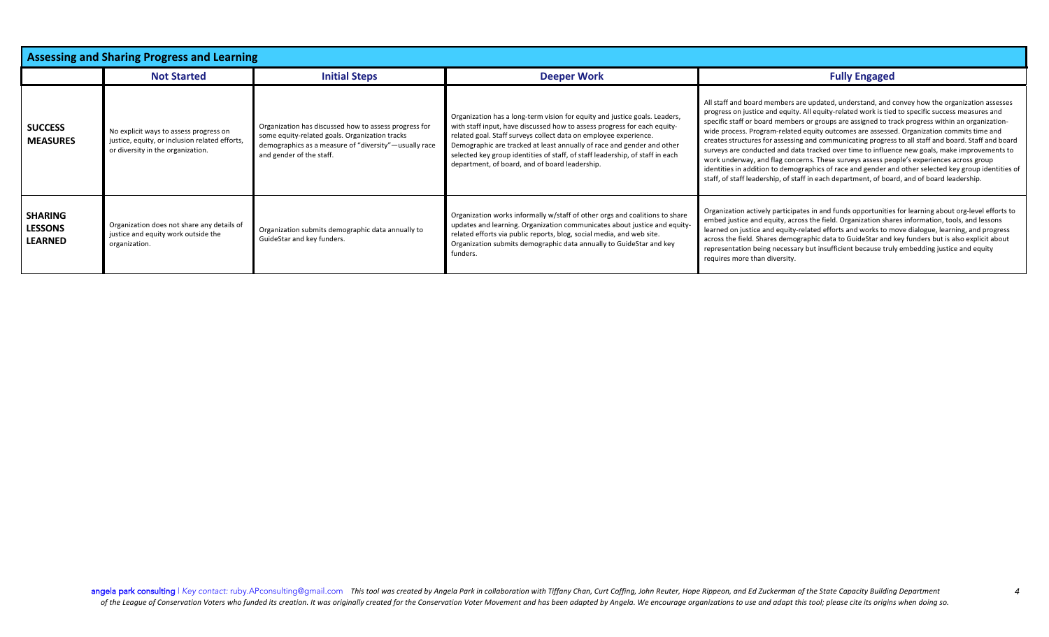| Assessing and Sharing Progress and Learning | | | | |
|---|---|---|---|---|
| | **Not Started** | **Initial Steps** | **Deeper Work** | **Fully Engaged** |
| **SUCCESS MEASURES** | No explicit ways to assess progress on justice, equity, or inclusion related efforts, or diversity in the organization. | Organization has discussed how to assess progress for some equity-related goals. Organization tracks demographics as a measure of "diversity"—usually race and gender of the staff. | Organization has a long-term vision for equity and justice goals. Leaders, with staff input, have discussed how to assess progress for each equity-related goal. Staff surveys collect data on employee experience. Demographic are tracked at least annually of race and gender and other selected key group identities of staff, of staff leadership, of staff in each department, of board, and of board leadership. | All staff and board members are updated, understand, and convey how the organization assesses progress on justice and equity. All equity-related work is tied to specific success measures and specific staff or board members or groups are assigned to track progress within an organization-wide process. Program-related equity outcomes are assessed. Organization commits time and creates structures for assessing and communicating progress to all staff and board. Staff and board surveys are conducted and data tracked over time to influence new goals, make improvements to work underway, and flag concerns. These surveys assess people's experiences across group identities in addition to demographics of race and gender and other selected key group identities of staff, of staff leadership, of staff in each department, of board, and of board leadership. |
| **SHARING LESSONS LEARNED** | Organization does not share any details of justice and equity work outside the organization. | Organization submits demographic data annually to GuideStar and key funders. | Organization works informally w/staff of other orgs and coalitions to share updates and learning. Organization communicates about justice and equity-related efforts via public reports, blog, social media, and web site. Organization submits demographic data annually to GuideStar and key funders. | Organization actively participates in and funds opportunities for learning about org-level efforts to embed justice and equity, across the field. Organization shares information, tools, and lessons learned on justice and equity-related efforts and works to move dialogue, learning, and progress across the field. Shares demographic data to GuideStar and key funders but is also explicit about representation being necessary but insufficient because truly embedding justice and equity requires more than diversity. |

angela park consulting | *Key contact:* ruby.APconsulting@gmail.com *This tool was created by Angela Park in collaboration with Tiffany Chan, Curt Coffing, John Reuter, Hope Rippeon, and Ed Zuckerman of the State Capacity Building Department of the League of Conservation Voters who funded its creation. It was originally created for the Conservation Voter Movement and has been adapted by Angela. We encourage organizations to use and adapt this tool; please cite its origins when doing so.*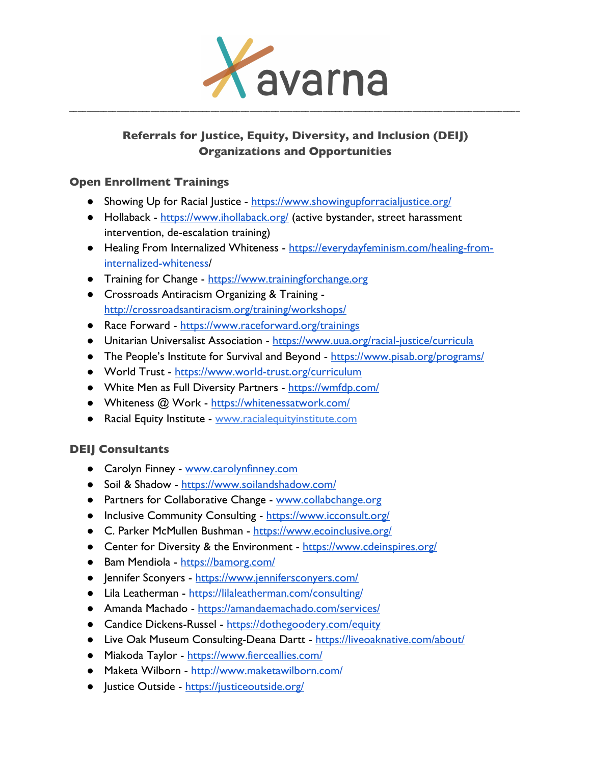avarna

---

**Referrals for Justice, Equity, Diversity, and Inclusion (DEIJ) Organizations and Opportunities**

### Open Enrollment Trainings

- Showing Up for Racial Justice - https://www.showingupforracialjustice.org/
- Hollaback - https://www.ihollaback.org/ (active bystander, street harassment intervention, de-escalation training)
- Healing From Internalized Whiteness - https://everydayfeminism.com/healing-from-internalized-whiteness/
- Training for Change - https://www.trainingforchange.org
- Crossroads Antiracism Organizing & Training - http://crossroadsantiracism.org/training/workshops/
- Race Forward - https://www.raceforward.org/trainings
- Unitarian Universalist Association - https://www.uua.org/racial-justice/curricula
- The People's Institute for Survival and Beyond - https://www.pisab.org/programs/
- World Trust - https://www.world-trust.org/curriculum
- White Men as Full Diversity Partners - https://wmfdp.com/
- Whiteness @ Work - https://whitenessatwork.com/
- Racial Equity Institute - www.racialequityinstitute.com

### DEIJ Consultants

- Carolyn Finney - www.carolynfinney.com
- Soil & Shadow - https://www.soilandshadow.com/
- Partners for Collaborative Change - www.collabchange.org
- Inclusive Community Consulting - https://www.icconsult.org/
- C. Parker McMullen Bushman - https://www.ecoinclusive.org/
- Center for Diversity & the Environment - https://www.cdeinspires.org/
- Bam Mendiola - https://bamorg.com/
- Jennifer Sconyers - https://www.jennifersconyers.com/
- Lila Leatherman - https://lilaleatherman.com/consulting/
- Amanda Machado - https://amandaemachado.com/services/
- Candice Dickens-Russel - https://dothegoodery.com/equity
- Live Oak Museum Consulting-Deana Dartt - https://liveoaknative.com/about/
- Miakoda Taylor - https://www.fiercealllies.com/
- Maketa Wilborn - http://www.maketawilborn.com/
- Justice Outside - https://justiceoutside.org/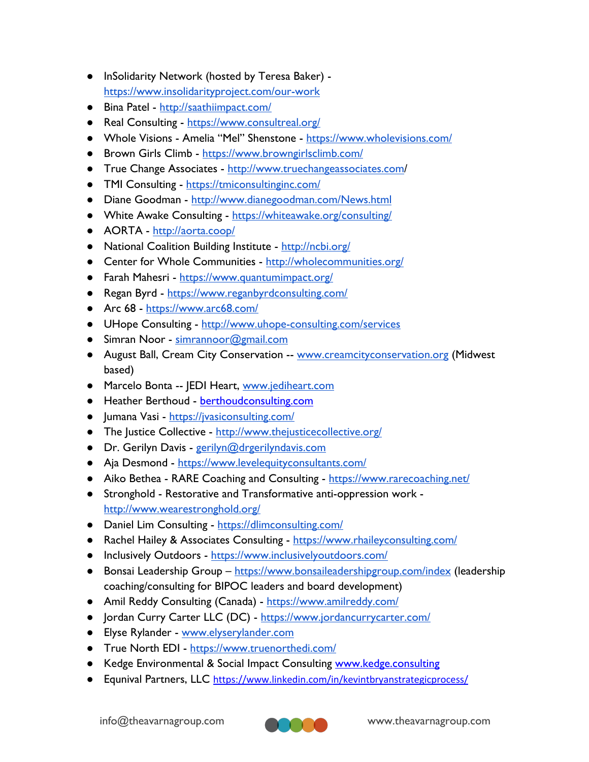- InSolidarity Network (hosted by Teresa Baker) - https://www.insolidarityproject.com/our-work
- Bina Patel - http://saathiimpact.com/
- Real Consulting - https://www.consultreal.org/
- Whole Visions - Amelia "Mel" Shenstone - https://www.wholevisions.com/
- Brown Girls Climb - https://www.browngirlsclimb.com/
- True Change Associates - http://www.truechangeassociates.com/
- TMI Consulting - https://tmiconsultinginc.com/
- Diane Goodman - http://www.dianegoodman.com/News.html
- White Awake Consulting - https://whiteawake.org/consulting/
- AORTA - http://aorta.coop/
- National Coalition Building Institute - http://ncbi.org/
- Center for Whole Communities - http://wholecommunities.org/
- Farah Mahesri - https://www.quantumimpact.org/
- Regan Byrd - https://www.reganbyrdconsulting.com/
- Arc 68 - https://www.arc68.com/
- UHope Consulting - http://www.uhope-consulting.com/services
- Simran Noor - simrannoor@gmail.com
- August Ball, Cream City Conservation -- www.creamcityconservation.org (Midwest based)
- Marcelo Bonta -- JEDI Heart, www.jediheart.com
- Heather Berthoud - berthoudconsulting.com
- Jumana Vasi - https://jvasiconsulting.com/
- The Justice Collective - http://www.thejusticecollective.org/
- Dr. Gerilyn Davis - gerilyn@drgerilyndavis.com
- Aja Desmond - https://www.levelequityconsultants.com/
- Aiko Bethea - RARE Coaching and Consulting - https://www.rarecoaching.net/
- Stronghold - Restorative and Transformative anti-oppression work - http://www.wearestronghold.org/
- Daniel Lim Consulting - https://dlimconsulting.com/
- Rachel Hailey & Associates Consulting - https://www.rhaileyconsulting.com/
- Inclusively Outdoors - https://www.inclusivelyoutdoors.com/
- Bonsai Leadership Group – https://www.bonsaileadershipgroup.com/index (leadership coaching/consulting for BIPOC leaders and board development)
- Amil Reddy Consulting (Canada) - https://www.amilreddy.com/
- Jordan Curry Carter LLC (DC) - https://www.jordancurrycarter.com/
- Elyse Rylander - www.elyserylander.com
- True North EDI - https://www.truenorthedi.com/
- Kedge Environmental & Social Impact Consulting www.kedge.consulting
- Equnival Partners, LLC https://www.linkedin.com/in/kevintbryanstrategicprocess/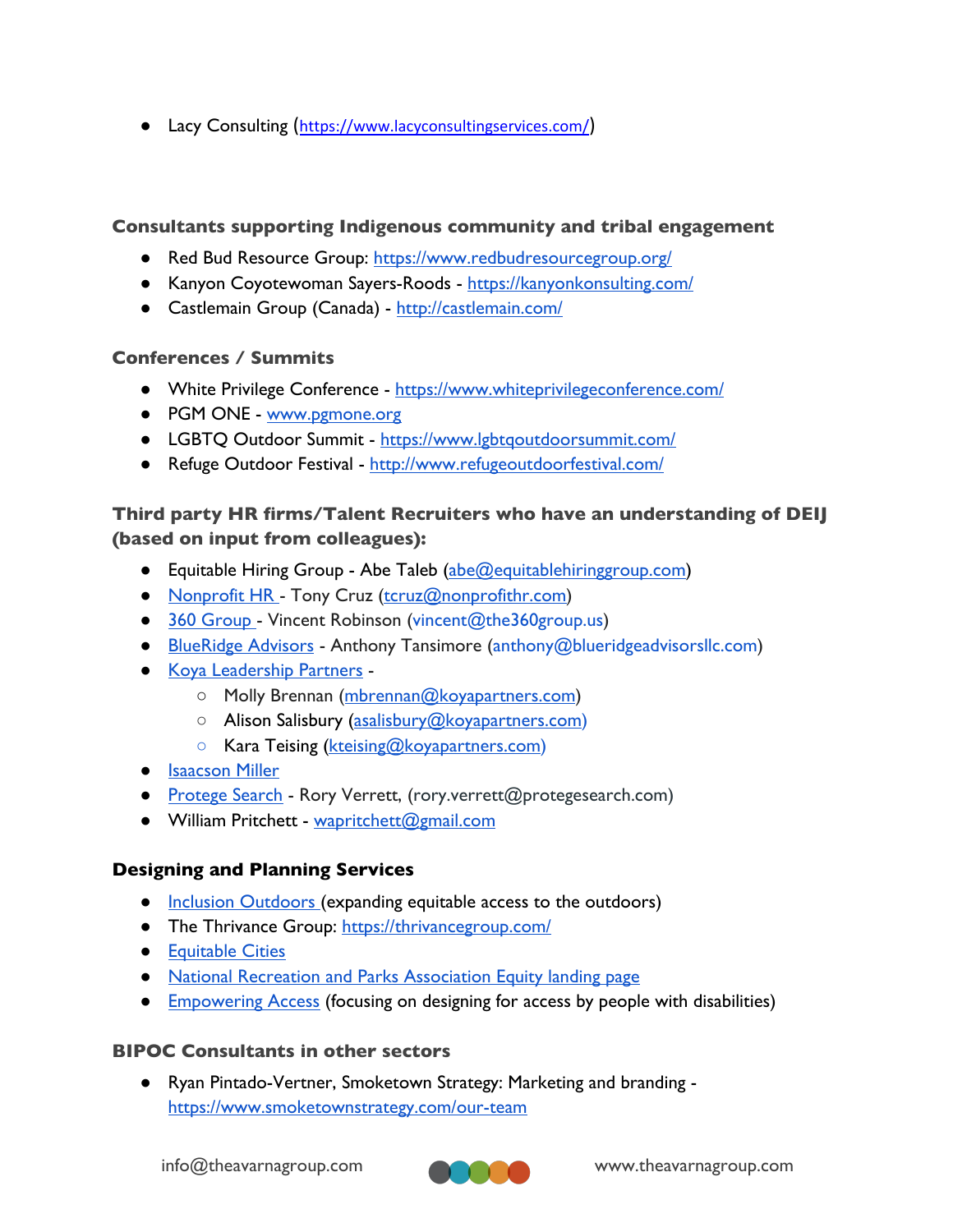- Lacy Consulting (https://www.lacyconsultingservices.com/)

### Consultants supporting Indigenous community and tribal engagement

- Red Bud Resource Group: https://www.redbudresourcegroup.org/
- Kanyon Coyotewoman Sayers-Roods - https://kanyonkonsulting.com/
- Castlemain Group (Canada) - http://castlemain.com/

### Conferences / Summits

- White Privilege Conference - https://www.whiteprivilegeconference.com/
- PGM ONE - www.pgmone.org
- LGBTQ Outdoor Summit - https://www.lgbtqoutdoorsummit.com/
- Refuge Outdoor Festival - http://www.refugeoutdoorfestival.com/

### Third party HR firms/Talent Recruiters who have an understanding of DEIJ (based on input from colleagues):

- Equitable Hiring Group - Abe Taleb (abe@equitablehiringgroup.com)
- Nonprofit HR - Tony Cruz (tcruz@nonprofithr.com)
- 360 Group - Vincent Robinson (vincent@the360group.us)
- BlueRidge Advisors - Anthony Tansimore (anthony@blueridgeadvisorsllc.com)
- Koya Leadership Partners -
  - Molly Brennan (mbrennan@koyapartners.com)
  - Alison Salisbury (asalisbury@koyapartners.com)
  - Kara Teising (kteising@koyapartners.com)
- Isaacson Miller
- Protege Search - Rory Verrett, (rory.verrett@protegesearch.com)
- William Pritchett - wapritchett@gmail.com

### Designing and Planning Services

- Inclusion Outdoors (expanding equitable access to the outdoors)
- The Thrivance Group: https://thrivancegroup.com/
- Equitable Cities
- National Recreation and Parks Association Equity landing page
- Empowering Access (focusing on designing for access by people with disabilities)

### BIPOC Consultants in other sectors

- Ryan Pintado-Vertner, Smoketown Strategy: Marketing and branding - https://www.smoketownstrategy.com/our-team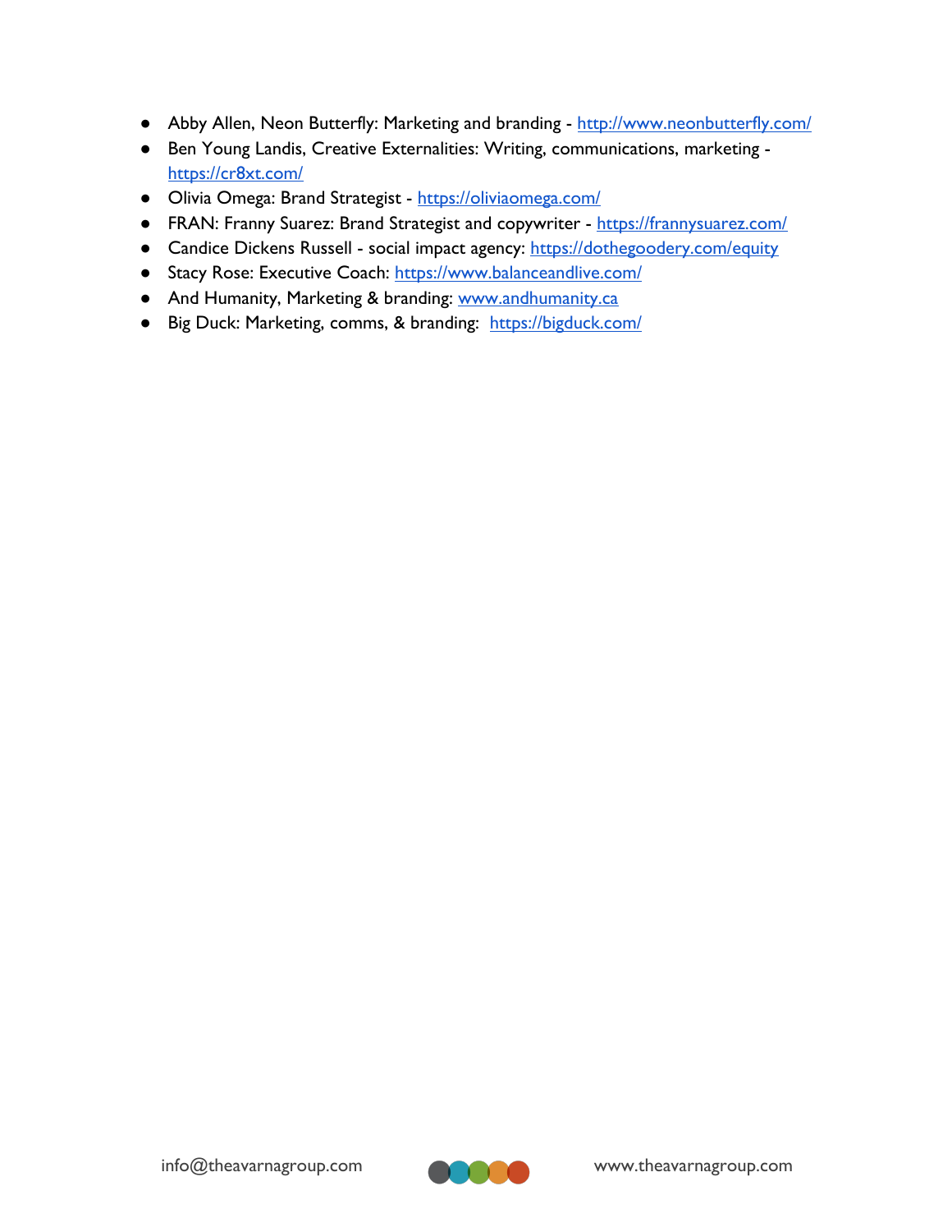- Abby Allen, Neon Butterfly: Marketing and branding - http://www.neonbutterfly.com/
- Ben Young Landis, Creative Externalities: Writing, communications, marketing - https://cr8xt.com/
- Olivia Omega: Brand Strategist - https://oliviaomega.com/
- FRAN: Franny Suarez: Brand Strategist and copywriter - https://frannysuarez.com/
- Candice Dickens Russell - social impact agency: https://dothegoodery.com/equity
- Stacy Rose: Executive Coach: https://www.balanceandlive.com/
- And Humanity, Marketing & branding: www.andhumanity.ca
- Big Duck: Marketing, comms, & branding: https://bigduck.com/